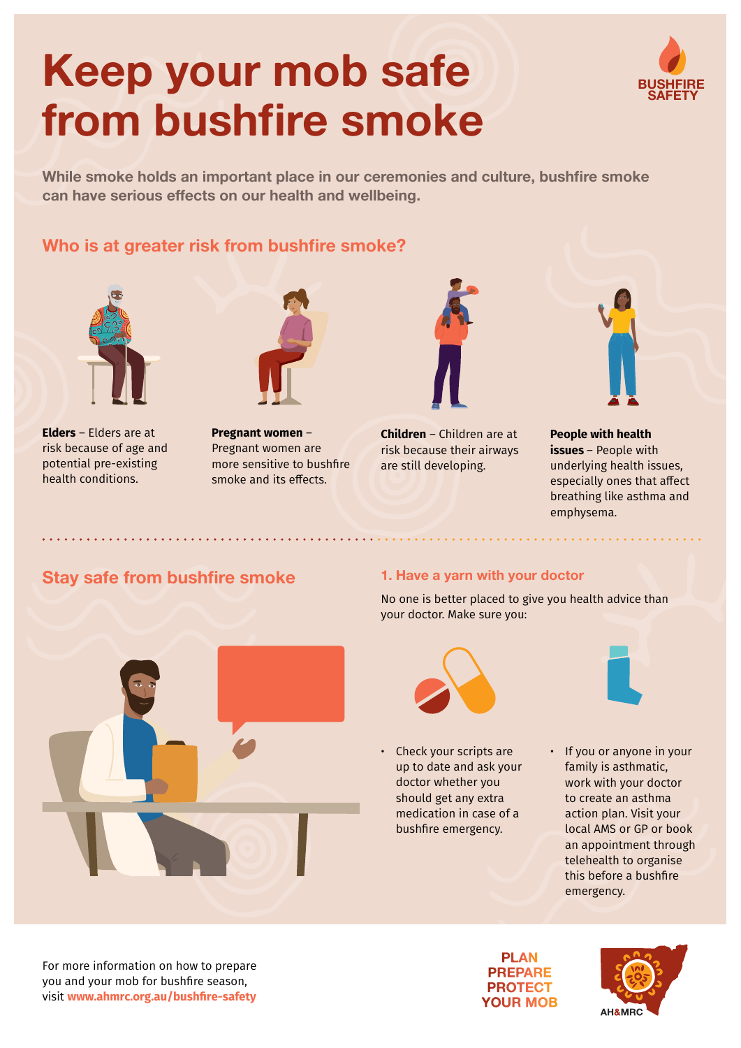# Keep your mob safe from bushfire smoke

BUSHFIRE SAFETY

**While smoke holds an important place in our ceremonies and culture, bushfire smoke can have serious effects on our health and wellbeing.**

## Who is at greater risk from bushfire smoke?

**Elders** – Elders are at risk because of age and potential pre-existing health conditions.

**Pregnant women** – Pregnant women are more sensitive to bushfire smoke and its effects.

**Children** – Children are at risk because their airways are still developing.

**People with health issues** – People with underlying health issues, especially ones that affect breathing like asthma and emphysema.

## Stay safe from bushfire smoke

### 1. Have a yarn with your doctor

No one is better placed to give you health advice than your doctor. Make sure you:

- Check your scripts are up to date and ask your doctor whether you should get any extra medication in case of a bushfire emergency.
- If you or anyone in your family is asthmatic, work with your doctor to create an asthma action plan. Visit your local AMS or GP or book an appointment through telehealth to organise this before a bushfire emergency.

For more information on how to prepare you and your mob for bushfire season, visit **www.ahmrc.org.au/bushfire-safety**

PLAN PREPARE PROTECT YOUR MOB

AH&MRC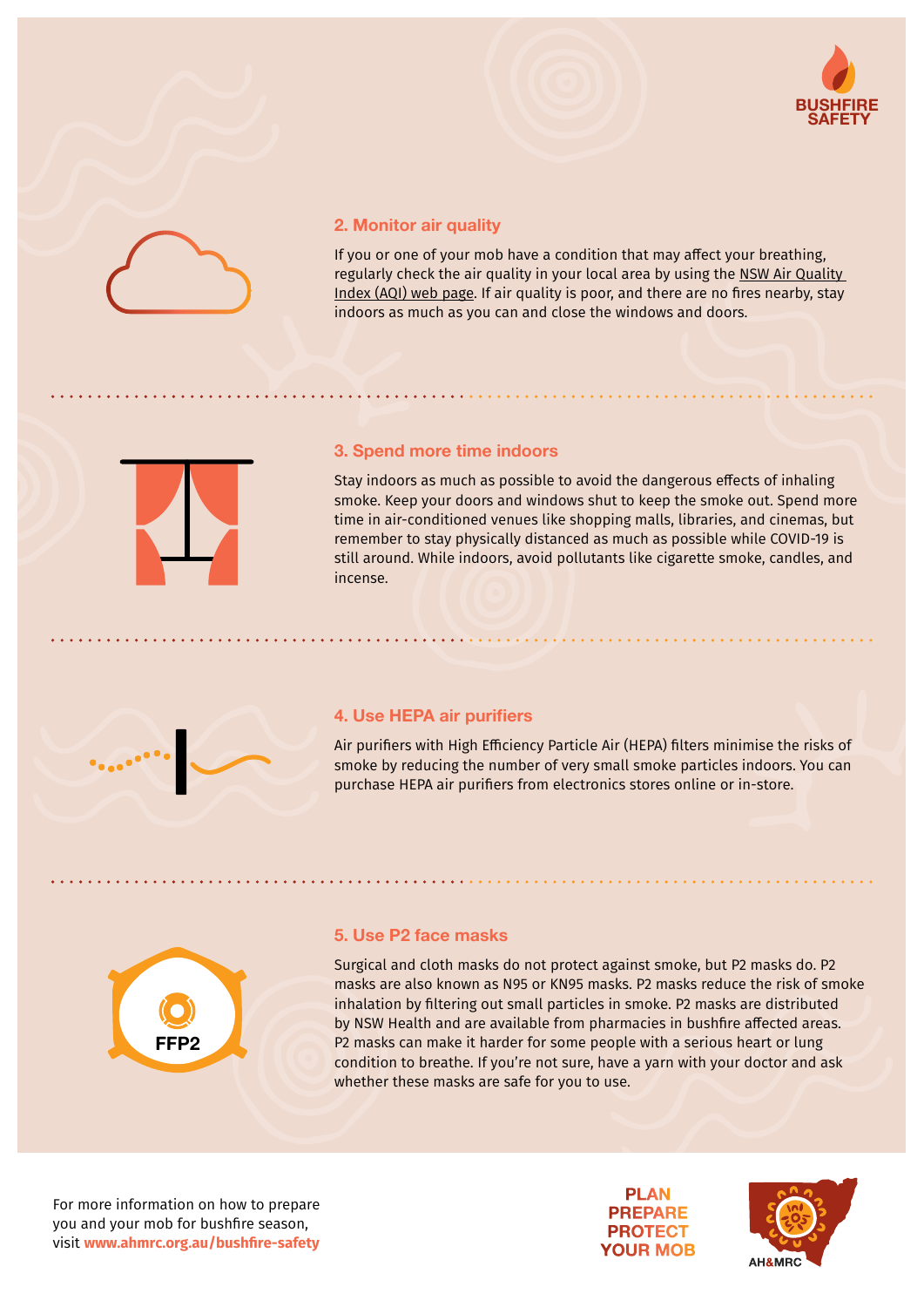## 2. Monitor air quality

If you or one of your mob have a condition that may affect your breathing, regularly check the air quality in your local area by using the NSW Air Quality Index (AQI) web page. If air quality is poor, and there are no fires nearby, stay indoors as much as you can and close the windows and doors.

## 3. Spend more time indoors

Stay indoors as much as possible to avoid the dangerous effects of inhaling smoke. Keep your doors and windows shut to keep the smoke out. Spend more time in air-conditioned venues like shopping malls, libraries, and cinemas, but remember to stay physically distanced as much as possible while COVID-19 is still around. While indoors, avoid pollutants like cigarette smoke, candles, and incense.

## 4. Use HEPA air purifiers

Air purifiers with High Efficiency Particle Air (HEPA) filters minimise the risks of smoke by reducing the number of very small smoke particles indoors. You can purchase HEPA air purifiers from electronics stores online or in-store.

## 5. Use P2 face masks

Surgical and cloth masks do not protect against smoke, but P2 masks do. P2 masks are also known as N95 or KN95 masks. P2 masks reduce the risk of smoke inhalation by filtering out small particles in smoke. P2 masks are distributed by NSW Health and are available from pharmacies in bushfire affected areas. P2 masks can make it harder for some people with a serious heart or lung condition to breathe. If you're not sure, have a yarn with your doctor and ask whether these masks are safe for you to use.

For more information on how to prepare you and your mob for bushfire season, visit **www.ahmrc.org.au/bushfire-safety**

**PLAN PREPARE PROTECT YOUR MOB**